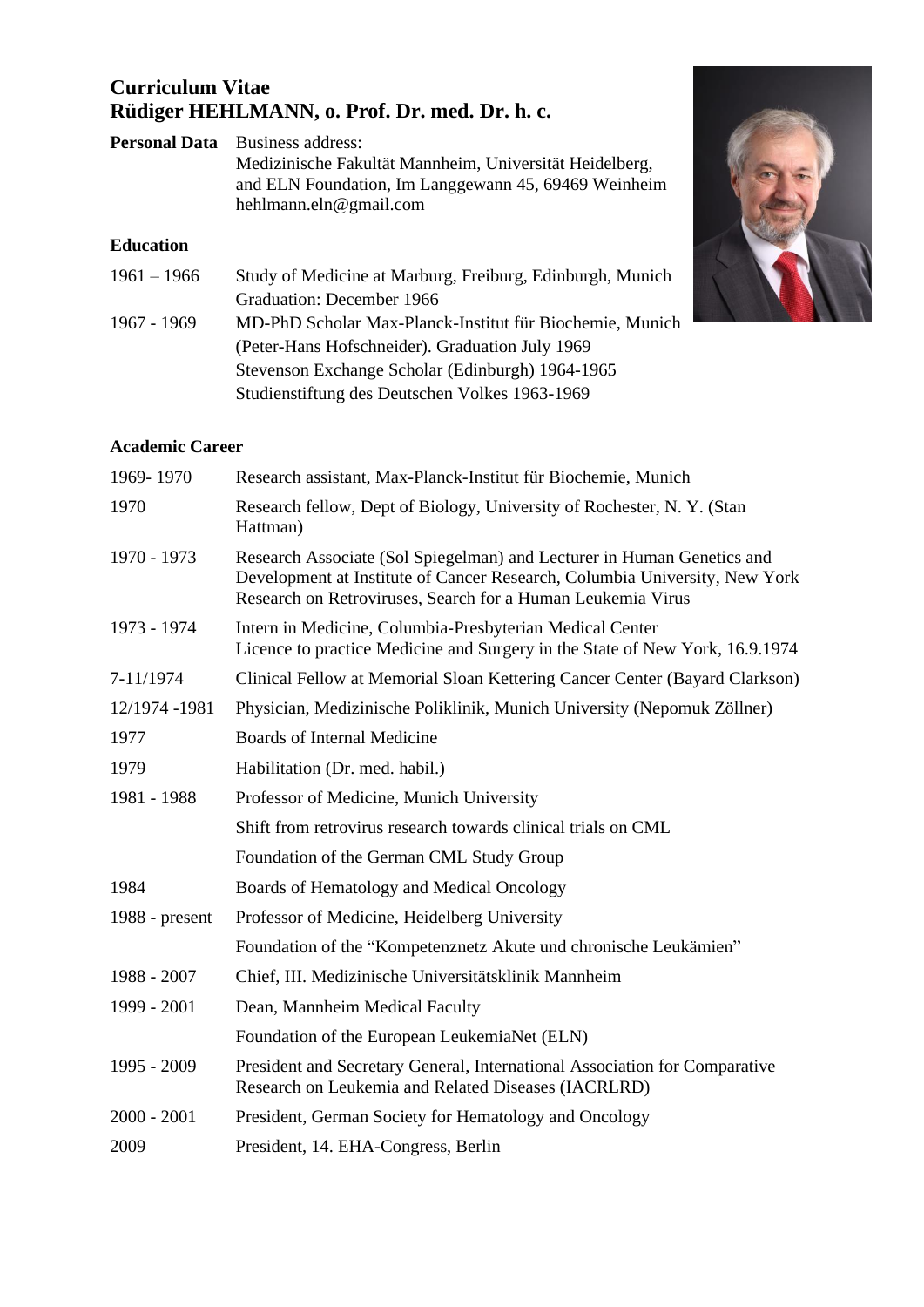# Curriculum Vitae
# Rüdiger HEHLMANN, o. Prof. Dr. med. Dr. h. c.

**Personal Data** Business address:
Medizinische Fakultät Mannheim, Universität Heidelberg,
and ELN Foundation, Im Langgewann 45, 69469 Weinheim
hehlmann.eln@gmail.com

## Education

| | |
|---|---|
| 1961 – 1966 | Study of Medicine at Marburg, Freiburg, Edinburgh, Munich<br>Graduation: December 1966 |
| 1967 - 1969 | MD-PhD Scholar Max-Planck-Institut für Biochemie, Munich (Peter-Hans Hofschneider). Graduation July 1969<br>Stevenson Exchange Scholar (Edinburgh) 1964-1965<br>Studienstiftung des Deutschen Volkes 1963-1969 |

## Academic Career

| | |
|---|---|
| 1969- 1970 | Research assistant, Max-Planck-Institut für Biochemie, Munich |
| 1970 | Research fellow, Dept of Biology, University of Rochester, N. Y. (Stan Hattman) |
| 1970 - 1973 | Research Associate (Sol Spiegelman) and Lecturer in Human Genetics and Development at Institute of Cancer Research, Columbia University, New York<br>Research on Retroviruses, Search for a Human Leukemia Virus |
| 1973 - 1974 | Intern in Medicine, Columbia-Presbyterian Medical Center<br>Licence to practice Medicine and Surgery in the State of New York, 16.9.1974 |
| 7-11/1974 | Clinical Fellow at Memorial Sloan Kettering Cancer Center (Bayard Clarkson) |
| 12/1974 -1981 | Physician, Medizinische Poliklinik, Munich University (Nepomuk Zöllner) |
| 1977 | Boards of Internal Medicine |
| 1979 | Habilitation (Dr. med. habil.) |
| 1981 - 1988 | Professor of Medicine, Munich University |
| | Shift from retrovirus research towards clinical trials on CML |
| | Foundation of the German CML Study Group |
| 1984 | Boards of Hematology and Medical Oncology |
| 1988 - present | Professor of Medicine, Heidelberg University |
| | Foundation of the "Kompetenznetz Akute und chronische Leukämien" |
| 1988 - 2007 | Chief, III. Medizinische Universitätsklinik Mannheim |
| 1999 - 2001 | Dean, Mannheim Medical Faculty |
| | Foundation of the European LeukemiaNet (ELN) |
| 1995 - 2009 | President and Secretary General, International Association for Comparative Research on Leukemia and Related Diseases (IACRLRD) |
| 2000 - 2001 | President, German Society for Hematology and Oncology |
| 2009 | President, 14. EHA-Congress, Berlin |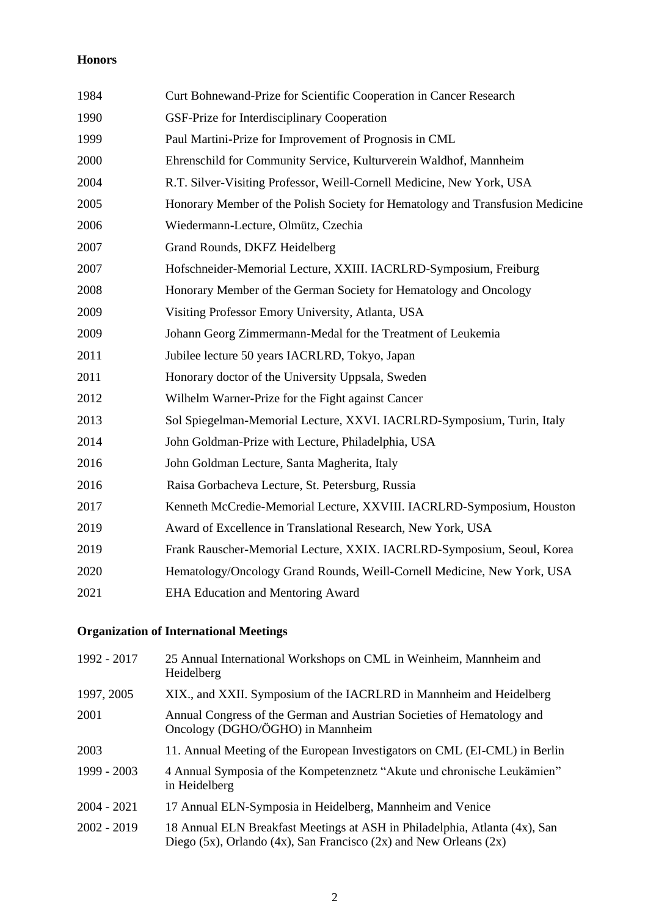**Honors**

| | |
|---|---|
| 1984 | Curt Bohnewand-Prize for Scientific Cooperation in Cancer Research |
| 1990 | GSF-Prize for Interdisciplinary Cooperation |
| 1999 | Paul Martini-Prize for Improvement of Prognosis in CML |
| 2000 | Ehrenschild for Community Service, Kulturverein Waldhof, Mannheim |
| 2004 | R.T. Silver-Visiting Professor, Weill-Cornell Medicine, New York, USA |
| 2005 | Honorary Member of the Polish Society for Hematology and Transfusion Medicine |
| 2006 | Wiedermann-Lecture, Olmütz, Czechia |
| 2007 | Grand Rounds, DKFZ Heidelberg |
| 2007 | Hofschneider-Memorial Lecture, XXIII. IACRLRD-Symposium, Freiburg |
| 2008 | Honorary Member of the German Society for Hematology and Oncology |
| 2009 | Visiting Professor Emory University, Atlanta, USA |
| 2009 | Johann Georg Zimmermann-Medal for the Treatment of Leukemia |
| 2011 | Jubilee lecture 50 years IACRLRD, Tokyo, Japan |
| 2011 | Honorary doctor of the University Uppsala, Sweden |
| 2012 | Wilhelm Warner-Prize for the Fight against Cancer |
| 2013 | Sol Spiegelman-Memorial Lecture, XXVI. IACRLRD-Symposium, Turin, Italy |
| 2014 | John Goldman-Prize with Lecture, Philadelphia, USA |
| 2016 | John Goldman Lecture, Santa Magherita, Italy |
| 2016 | Raisa Gorbacheva Lecture, St. Petersburg, Russia |
| 2017 | Kenneth McCredie-Memorial Lecture, XXVIII. IACRLRD-Symposium, Houston |
| 2019 | Award of Excellence in Translational Research, New York, USA |
| 2019 | Frank Rauscher-Memorial Lecture, XXIX. IACRLRD-Symposium, Seoul, Korea |
| 2020 | Hematology/Oncology Grand Rounds, Weill-Cornell Medicine, New York, USA |
| 2021 | EHA Education and Mentoring Award |

**Organization of International Meetings**

| | |
|---|---|
| 1992 - 2017 | 25 Annual International Workshops on CML in Weinheim, Mannheim and Heidelberg |
| 1997, 2005 | XIX., and XXII. Symposium of the IACRLRD in Mannheim and Heidelberg |
| 2001 | Annual Congress of the German and Austrian Societies of Hematology and Oncology (DGHO/ÖGHO) in Mannheim |
| 2003 | 11. Annual Meeting of the European Investigators on CML (EI-CML) in Berlin |
| 1999 - 2003 | 4 Annual Symposia of the Kompetenznetz "Akute und chronische Leukämien" in Heidelberg |
| 2004 - 2021 | 17 Annual ELN-Symposia in Heidelberg, Mannheim and Venice |
| 2002 - 2019 | 18 Annual ELN Breakfast Meetings at ASH in Philadelphia, Atlanta (4x), San Diego (5x), Orlando (4x), San Francisco (2x) and New Orleans (2x) |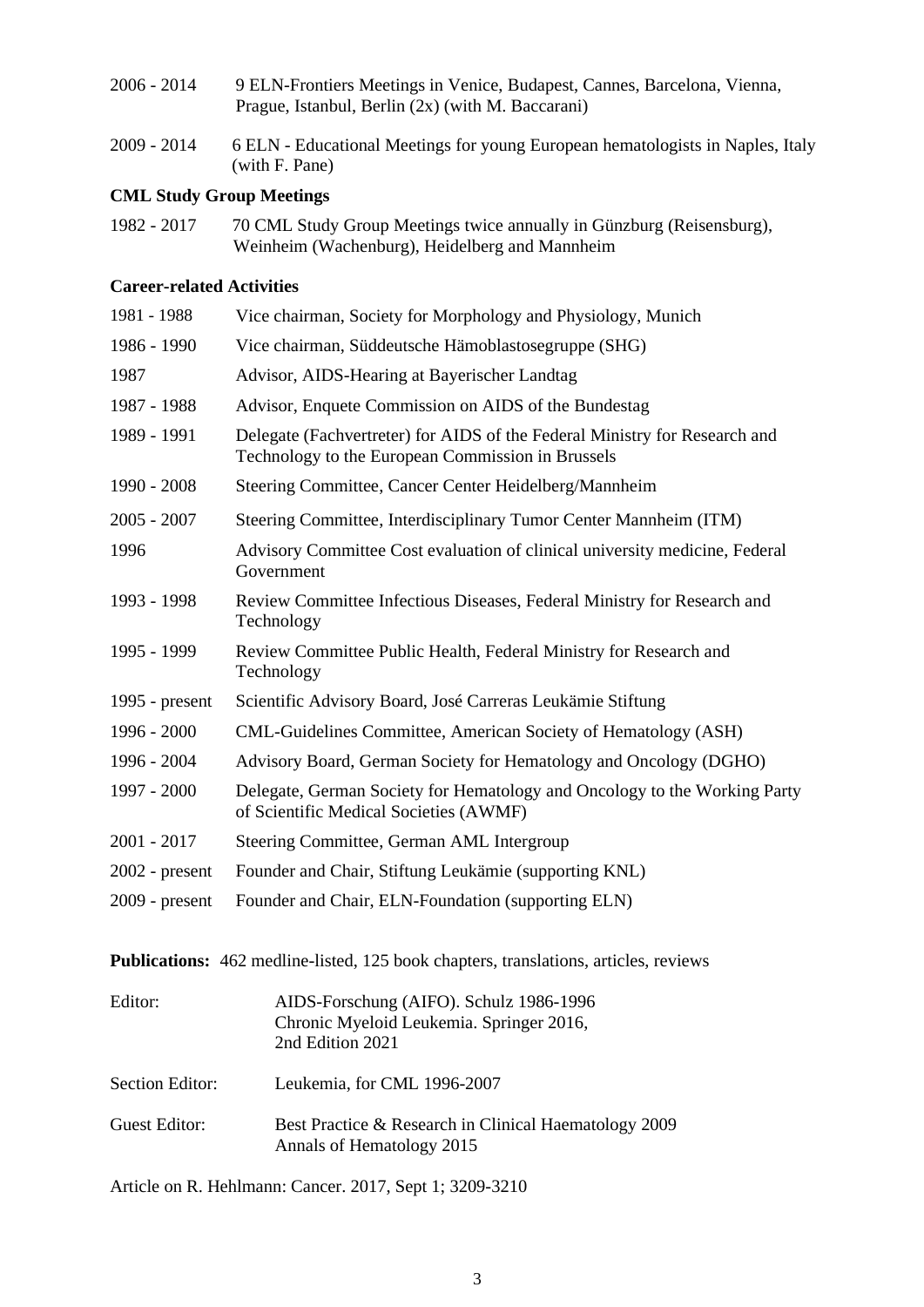2006 - 2014 9 ELN-Frontiers Meetings in Venice, Budapest, Cannes, Barcelona, Vienna, Prague, Istanbul, Berlin (2x) (with M. Baccarani)

2009 - 2014 6 ELN - Educational Meetings for young European hematologists in Naples, Italy (with F. Pane)

**CML Study Group Meetings**

1982 - 2017 70 CML Study Group Meetings twice annually in Günzburg (Reisensburg), Weinheim (Wachenburg), Heidelberg and Mannheim

**Career-related Activities**

| | |
|---|---|
| 1981 - 1988 | Vice chairman, Society for Morphology and Physiology, Munich |
| 1986 - 1990 | Vice chairman, Süddeutsche Hämoblastosegruppe (SHG) |
| 1987 | Advisor, AIDS-Hearing at Bayerischer Landtag |
| 1987 - 1988 | Advisor, Enquete Commission on AIDS of the Bundestag |
| 1989 - 1991 | Delegate (Fachvertreter) for AIDS of the Federal Ministry for Research and Technology to the European Commission in Brussels |
| 1990 - 2008 | Steering Committee, Cancer Center Heidelberg/Mannheim |
| 2005 - 2007 | Steering Committee, Interdisciplinary Tumor Center Mannheim (ITM) |
| 1996 | Advisory Committee Cost evaluation of clinical university medicine, Federal Government |
| 1993 - 1998 | Review Committee Infectious Diseases, Federal Ministry for Research and Technology |
| 1995 - 1999 | Review Committee Public Health, Federal Ministry for Research and Technology |
| 1995 - present | Scientific Advisory Board, José Carreras Leukämie Stiftung |
| 1996 - 2000 | CML-Guidelines Committee, American Society of Hematology (ASH) |
| 1996 - 2004 | Advisory Board, German Society for Hematology and Oncology (DGHO) |
| 1997 - 2000 | Delegate, German Society for Hematology and Oncology to the Working Party of Scientific Medical Societies (AWMF) |
| 2001 - 2017 | Steering Committee, German AML Intergroup |
| 2002 - present | Founder and Chair, Stiftung Leukämie (supporting KNL) |
| 2009 - present | Founder and Chair, ELN-Foundation (supporting ELN) |

**Publications:** 462 medline-listed, 125 book chapters, translations, articles, reviews

| | |
|---|---|
| Editor: | AIDS-Forschung (AIFO). Schulz 1986-1996<br>Chronic Myeloid Leukemia. Springer 2016, 2nd Edition 2021 |
| Section Editor: | Leukemia, for CML 1996-2007 |
| Guest Editor: | Best Practice & Research in Clinical Haematology 2009<br>Annals of Hematology 2015 |

Article on R. Hehlmann: Cancer. 2017, Sept 1; 3209-3210